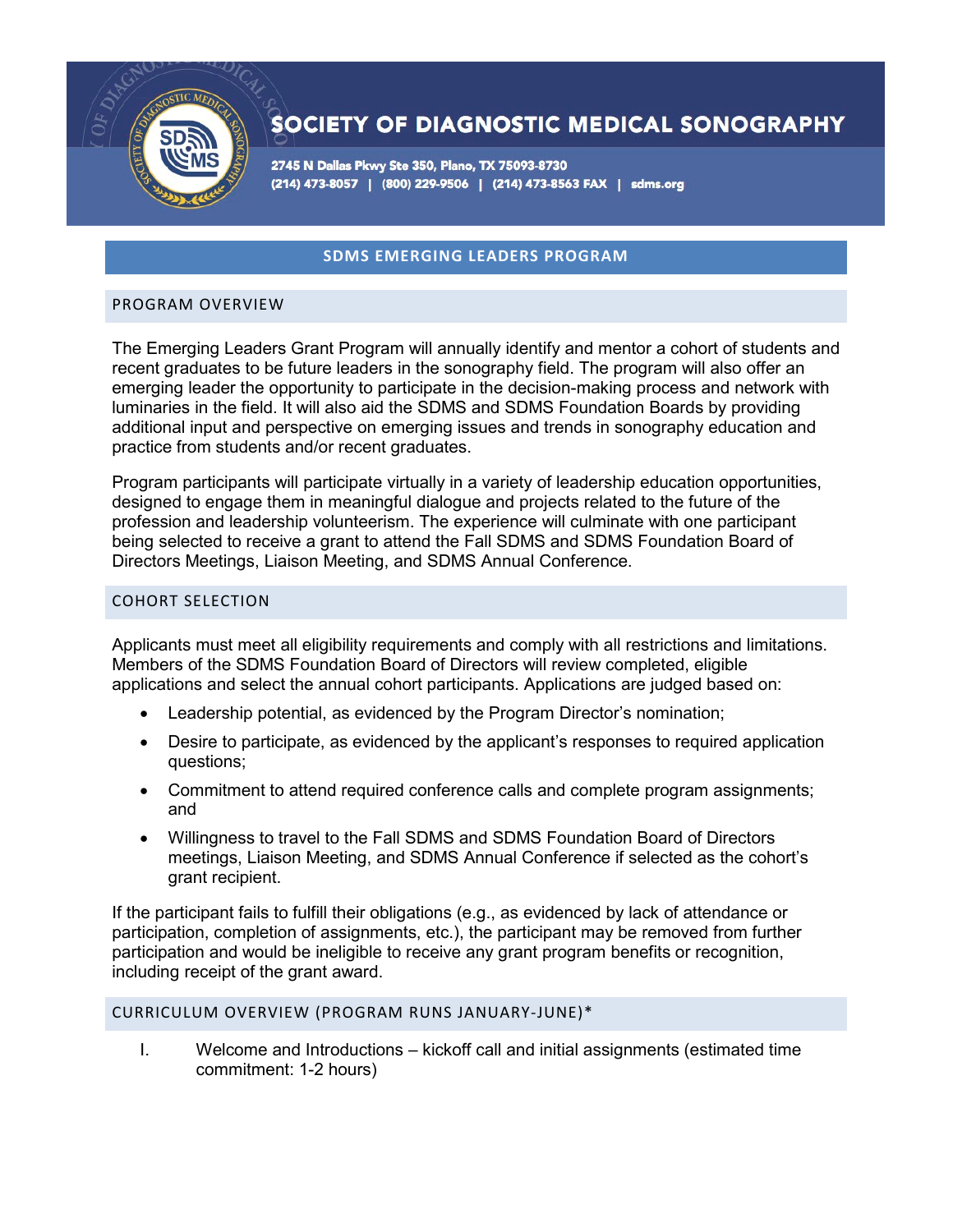# SOCIETY OF DIAGNOSTIC MEDICAL SONOGRAPHY

2745 N Dallas Pkwy Ste 350, Plano, TX 75093-8730
(214) 473-8057 | (800) 229-9506 | (214) 473-8563 FAX | sdms.org

## SDMS EMERGING LEADERS PROGRAM

### PROGRAM OVERVIEW

The Emerging Leaders Grant Program will annually identify and mentor a cohort of students and recent graduates to be future leaders in the sonography field. The program will also offer an emerging leader the opportunity to participate in the decision-making process and network with luminaries in the field. It will also aid the SDMS and SDMS Foundation Boards by providing additional input and perspective on emerging issues and trends in sonography education and practice from students and/or recent graduates.

Program participants will participate virtually in a variety of leadership education opportunities, designed to engage them in meaningful dialogue and projects related to the future of the profession and leadership volunteerism. The experience will culminate with one participant being selected to receive a grant to attend the Fall SDMS and SDMS Foundation Board of Directors Meetings, Liaison Meeting, and SDMS Annual Conference.

### COHORT SELECTION

Applicants must meet all eligibility requirements and comply with all restrictions and limitations. Members of the SDMS Foundation Board of Directors will review completed, eligible applications and select the annual cohort participants. Applications are judged based on:

- Leadership potential, as evidenced by the Program Director's nomination;
- Desire to participate, as evidenced by the applicant's responses to required application questions;
- Commitment to attend required conference calls and complete program assignments; and
- Willingness to travel to the Fall SDMS and SDMS Foundation Board of Directors meetings, Liaison Meeting, and SDMS Annual Conference if selected as the cohort's grant recipient.

If the participant fails to fulfill their obligations (e.g., as evidenced by lack of attendance or participation, completion of assignments, etc.), the participant may be removed from further participation and would be ineligible to receive any grant program benefits or recognition, including receipt of the grant award.

### CURRICULUM OVERVIEW (PROGRAM RUNS JANUARY-JUNE)*

I. Welcome and Introductions – kickoff call and initial assignments (estimated time commitment: 1-2 hours)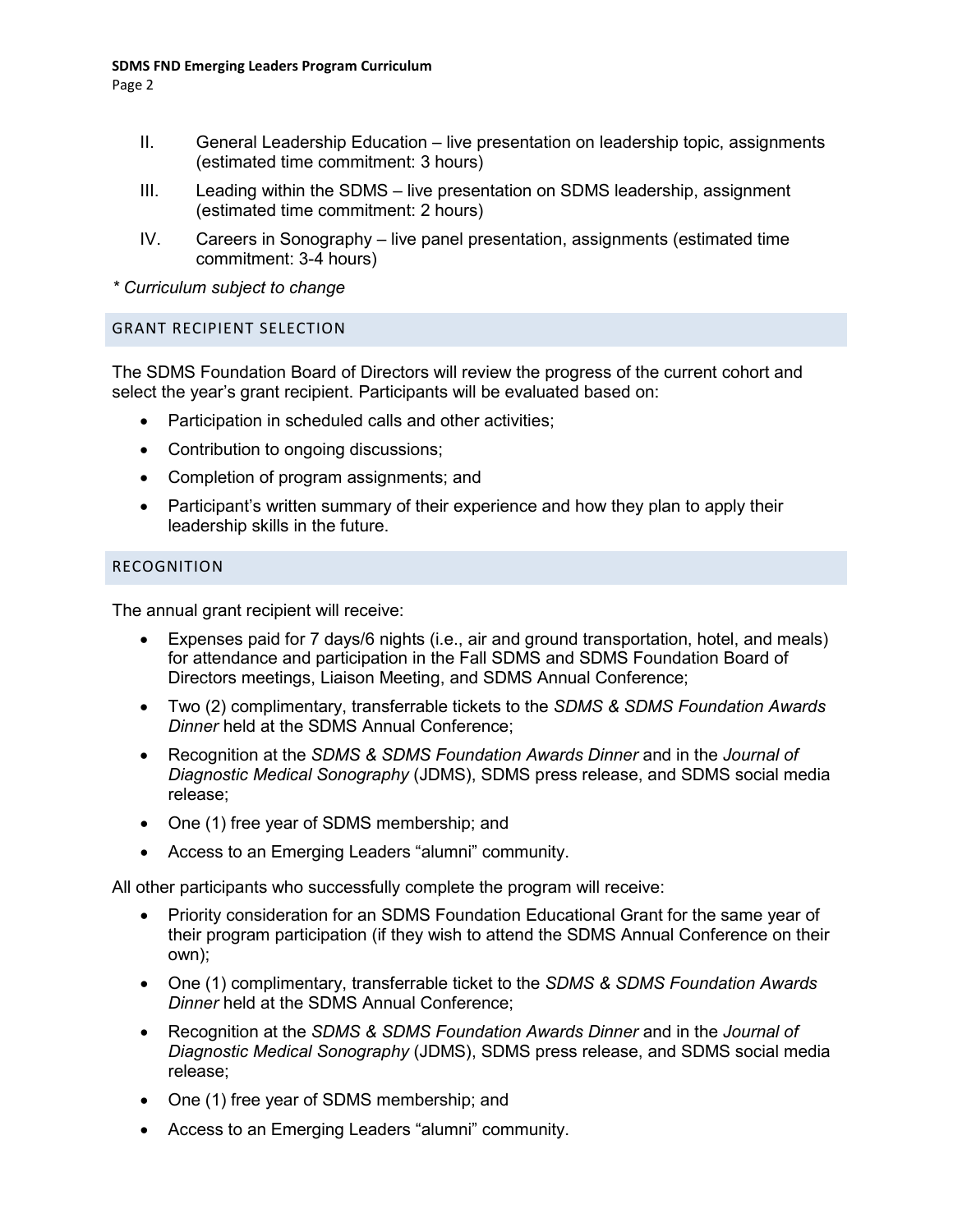II. General Leadership Education – live presentation on leadership topic, assignments (estimated time commitment: 3 hours)

III. Leading within the SDMS – live presentation on SDMS leadership, assignment (estimated time commitment: 2 hours)

IV. Careers in Sonography – live panel presentation, assignments (estimated time commitment: 3-4 hours)

*\* Curriculum subject to change*

## GRANT RECIPIENT SELECTION

The SDMS Foundation Board of Directors will review the progress of the current cohort and select the year's grant recipient. Participants will be evaluated based on:

- Participation in scheduled calls and other activities;
- Contribution to ongoing discussions;
- Completion of program assignments; and
- Participant's written summary of their experience and how they plan to apply their leadership skills in the future.

## RECOGNITION

The annual grant recipient will receive:

- Expenses paid for 7 days/6 nights (i.e., air and ground transportation, hotel, and meals) for attendance and participation in the Fall SDMS and SDMS Foundation Board of Directors meetings, Liaison Meeting, and SDMS Annual Conference;
- Two (2) complimentary, transferrable tickets to the *SDMS & SDMS Foundation Awards Dinner* held at the SDMS Annual Conference;
- Recognition at the *SDMS & SDMS Foundation Awards Dinner* and in the *Journal of Diagnostic Medical Sonography* (JDMS), SDMS press release, and SDMS social media release;
- One (1) free year of SDMS membership; and
- Access to an Emerging Leaders "alumni" community.

All other participants who successfully complete the program will receive:

- Priority consideration for an SDMS Foundation Educational Grant for the same year of their program participation (if they wish to attend the SDMS Annual Conference on their own);
- One (1) complimentary, transferrable ticket to the *SDMS & SDMS Foundation Awards Dinner* held at the SDMS Annual Conference;
- Recognition at the *SDMS & SDMS Foundation Awards Dinner* and in the *Journal of Diagnostic Medical Sonography* (JDMS), SDMS press release, and SDMS social media release;
- One (1) free year of SDMS membership; and
- Access to an Emerging Leaders "alumni" community.